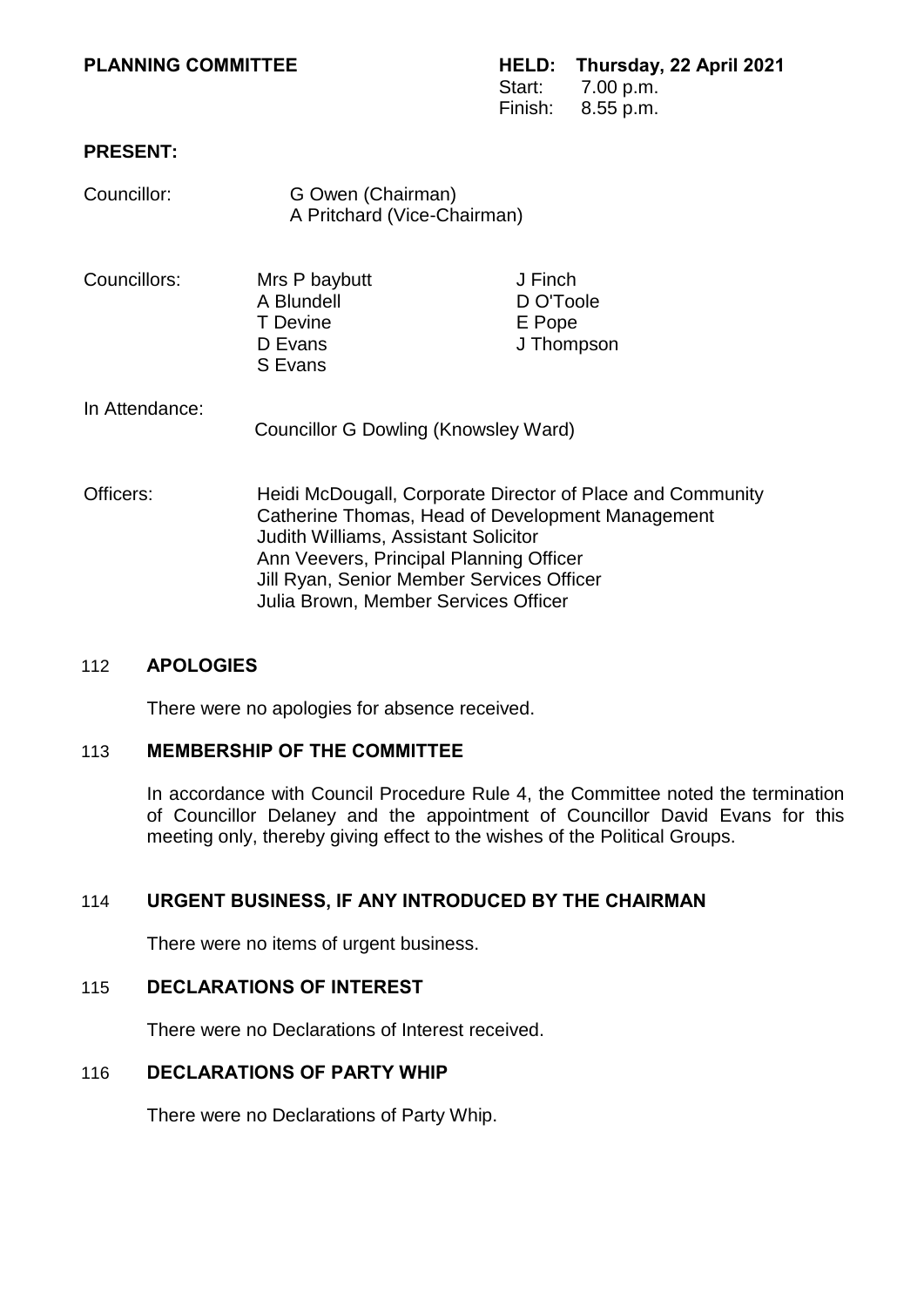**PLANNING COMMITTEE**

**HELD: Thursday, 22 April 2021**
Start: 7.00 p.m.
Finish: 8.55 p.m.

**PRESENT:**

Councillor: G Owen (Chairman)
A Pritchard (Vice-Chairman)

Councillors: Mrs P baybutt, A Blundell, T Devine, D Evans, S Evans, J Finch, D O'Toole, E Pope, J Thompson

In Attendance: Councillor G Dowling (Knowsley Ward)

Officers: Heidi McDougall, Corporate Director of Place and Community
Catherine Thomas, Head of Development Management
Judith Williams, Assistant Solicitor
Ann Veevers, Principal Planning Officer
Jill Ryan, Senior Member Services Officer
Julia Brown, Member Services Officer

## 112 APOLOGIES

There were no apologies for absence received.

## 113 MEMBERSHIP OF THE COMMITTEE

In accordance with Council Procedure Rule 4, the Committee noted the termination of Councillor Delaney and the appointment of Councillor David Evans for this meeting only, thereby giving effect to the wishes of the Political Groups.

## 114 URGENT BUSINESS, IF ANY INTRODUCED BY THE CHAIRMAN

There were no items of urgent business.

## 115 DECLARATIONS OF INTEREST

There were no Declarations of Interest received.

## 116 DECLARATIONS OF PARTY WHIP

There were no Declarations of Party Whip.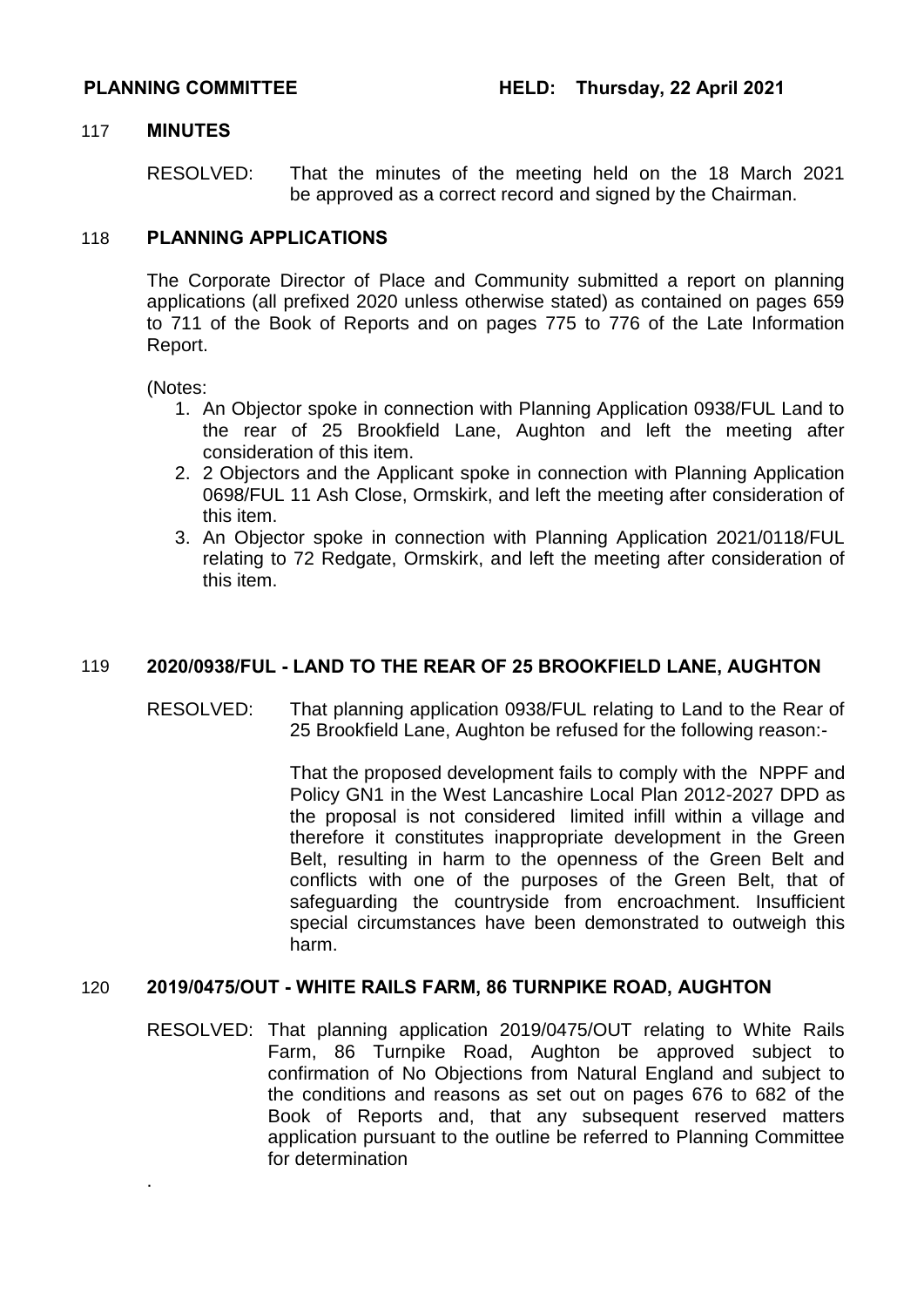**PLANNING COMMITTEE** **HELD: Thursday, 22 April 2021**

## 117 MINUTES

RESOLVED: That the minutes of the meeting held on the 18 March 2021 be approved as a correct record and signed by the Chairman.

## 118 PLANNING APPLICATIONS

The Corporate Director of Place and Community submitted a report on planning applications (all prefixed 2020 unless otherwise stated) as contained on pages 659 to 711 of the Book of Reports and on pages 775 to 776 of the Late Information Report.

(Notes:

1. An Objector spoke in connection with Planning Application 0938/FUL Land to the rear of 25 Brookfield Lane, Aughton and left the meeting after consideration of this item.
2. 2 Objectors and the Applicant spoke in connection with Planning Application 0698/FUL 11 Ash Close, Ormskirk, and left the meeting after consideration of this item.
3. An Objector spoke in connection with Planning Application 2021/0118/FUL relating to 72 Redgate, Ormskirk, and left the meeting after consideration of this item.

## 119 2020/0938/FUL - LAND TO THE REAR OF 25 BROOKFIELD LANE, AUGHTON

RESOLVED: That planning application 0938/FUL relating to Land to the Rear of 25 Brookfield Lane, Aughton be refused for the following reason:-

That the proposed development fails to comply with the NPPF and Policy GN1 in the West Lancashire Local Plan 2012-2027 DPD as the proposal is not considered limited infill within a village and therefore it constitutes inappropriate development in the Green Belt, resulting in harm to the openness of the Green Belt and conflicts with one of the purposes of the Green Belt, that of safeguarding the countryside from encroachment. Insufficient special circumstances have been demonstrated to outweigh this harm.

## 120 2019/0475/OUT - WHITE RAILS FARM, 86 TURNPIKE ROAD, AUGHTON

RESOLVED: That planning application 2019/0475/OUT relating to White Rails Farm, 86 Turnpike Road, Aughton be approved subject to confirmation of No Objections from Natural England and subject to the conditions and reasons as set out on pages 676 to 682 of the Book of Reports and, that any subsequent reserved matters application pursuant to the outline be referred to Planning Committee for determination

.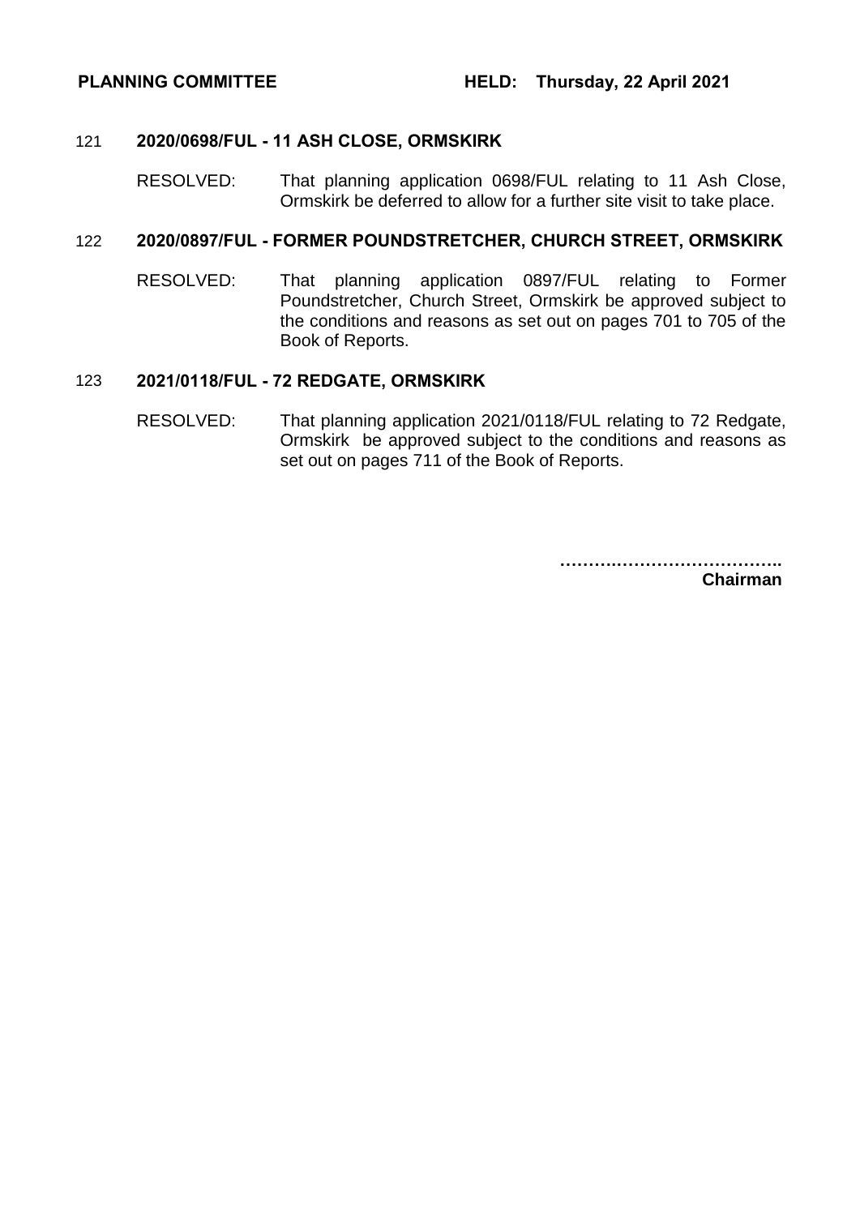**PLANNING COMMITTEE** **HELD: Thursday, 22 April 2021**

121 **2020/0698/FUL - 11 ASH CLOSE, ORMSKIRK**

RESOLVED: That planning application 0698/FUL relating to 11 Ash Close, Ormskirk be deferred to allow for a further site visit to take place.

122 **2020/0897/FUL - FORMER POUNDSTRETCHER, CHURCH STREET, ORMSKIRK**

RESOLVED: That planning application 0897/FUL relating to Former Poundstretcher, Church Street, Ormskirk be approved subject to the conditions and reasons as set out on pages 701 to 705 of the Book of Reports.

123 **2021/0118/FUL - 72 REDGATE, ORMSKIRK**

RESOLVED: That planning application 2021/0118/FUL relating to 72 Redgate, Ormskirk be approved subject to the conditions and reasons as set out on pages 711 of the Book of Reports.

**………………………………..**
**Chairman**